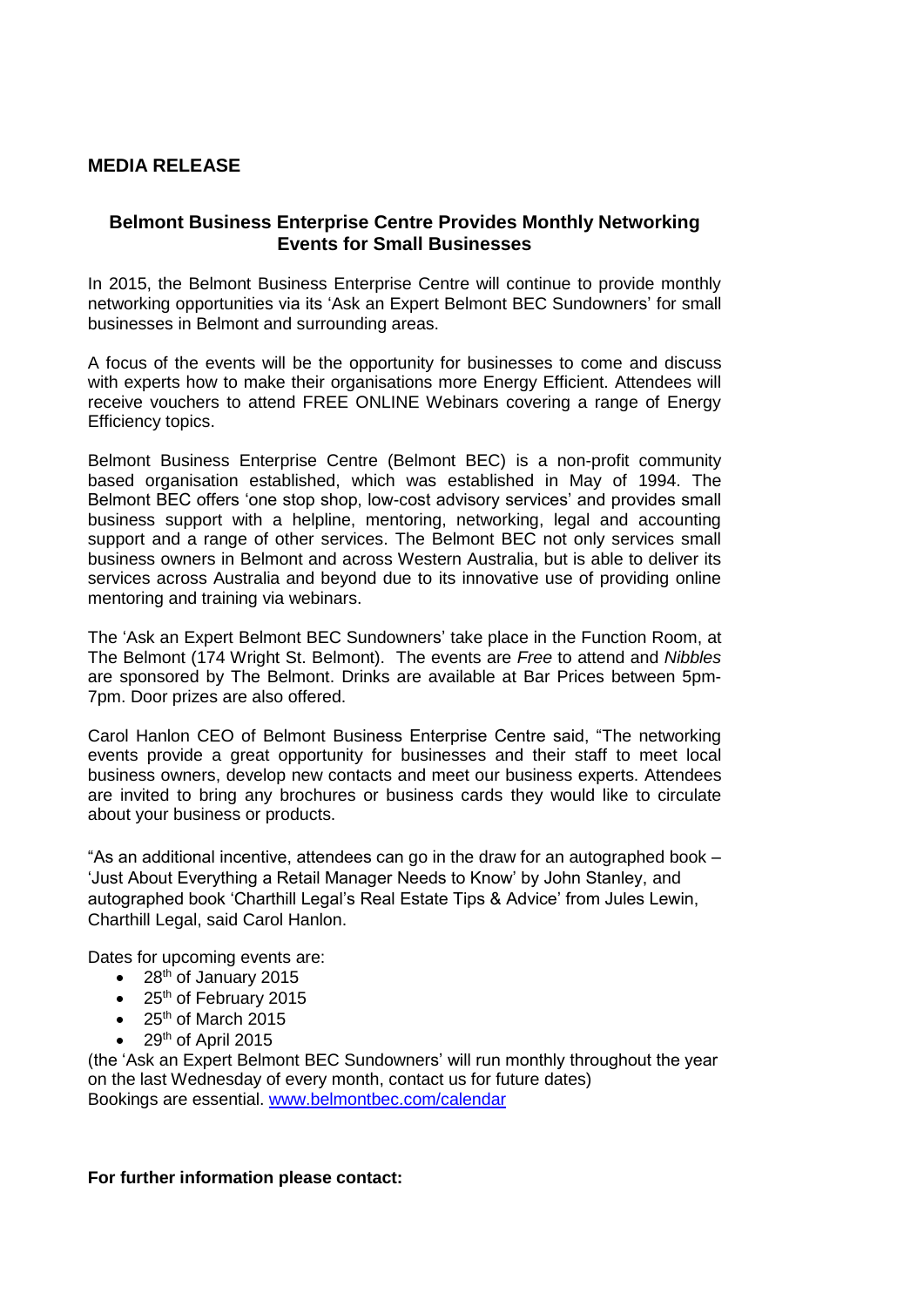## MEDIA RELEASE

### Belmont Business Enterprise Centre Provides Monthly Networking Events for Small Businesses

In 2015, the Belmont Business Enterprise Centre will continue to provide monthly networking opportunities via its 'Ask an Expert Belmont BEC Sundowners' for small businesses in Belmont and surrounding areas.

A focus of the events will be the opportunity for businesses to come and discuss with experts how to make their organisations more Energy Efficient. Attendees will receive vouchers to attend FREE ONLINE Webinars covering a range of Energy Efficiency topics.

Belmont Business Enterprise Centre (Belmont BEC) is a non-profit community based organisation established, which was established in May of 1994. The Belmont BEC offers 'one stop shop, low-cost advisory services' and provides small business support with a helpline, mentoring, networking, legal and accounting support and a range of other services. The Belmont BEC not only services small business owners in Belmont and across Western Australia, but is able to deliver its services across Australia and beyond due to its innovative use of providing online mentoring and training via webinars.

The 'Ask an Expert Belmont BEC Sundowners' take place in the Function Room, at The Belmont (174 Wright St. Belmont). The events are *Free* to attend and *Nibbles* are sponsored by The Belmont. Drinks are available at Bar Prices between 5pm-7pm. Door prizes are also offered.

Carol Hanlon CEO of Belmont Business Enterprise Centre said, "The networking events provide a great opportunity for businesses and their staff to meet local business owners, develop new contacts and meet our business experts. Attendees are invited to bring any brochures or business cards they would like to circulate about your business or products.

"As an additional incentive, attendees can go in the draw for an autographed book – 'Just About Everything a Retail Manager Needs to Know' by John Stanley, and autographed book 'Charthill Legal's Real Estate Tips & Advice' from Jules Lewin, Charthill Legal, said Carol Hanlon.

Dates for upcoming events are:

- 28th of January 2015
- 25th of February 2015
- 25th of March 2015
- 29th of April 2015

(the 'Ask an Expert Belmont BEC Sundowners' will run monthly throughout the year on the last Wednesday of every month, contact us for future dates)
Bookings are essential. www.belmontbec.com/calendar

**For further information please contact:**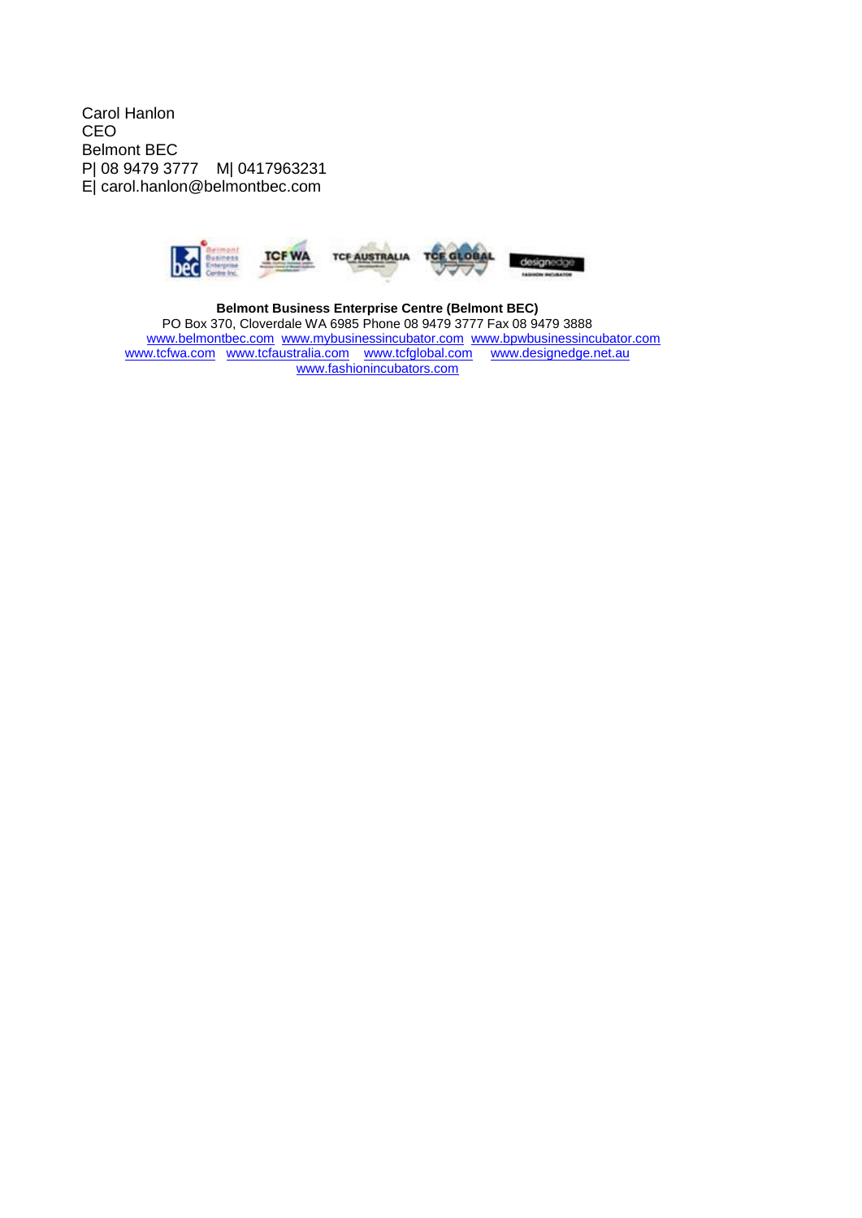Carol Hanlon
CEO
Belmont BEC
P| 08 9479 3777  M| 0417963231
E| carol.hanlon@belmontbec.com

**Belmont Business Enterprise Centre (Belmont BEC)**
PO Box 370, Cloverdale WA 6985 Phone 08 9479 3777 Fax 08 9479 3888
www.belmontbec.com www.mybusinessincubator.com www.bpwbusinessincubator.com
www.tcfwa.com www.tcfaustralia.com www.tcfglobal.com www.designedge.net.au
www.fashionincubators.com